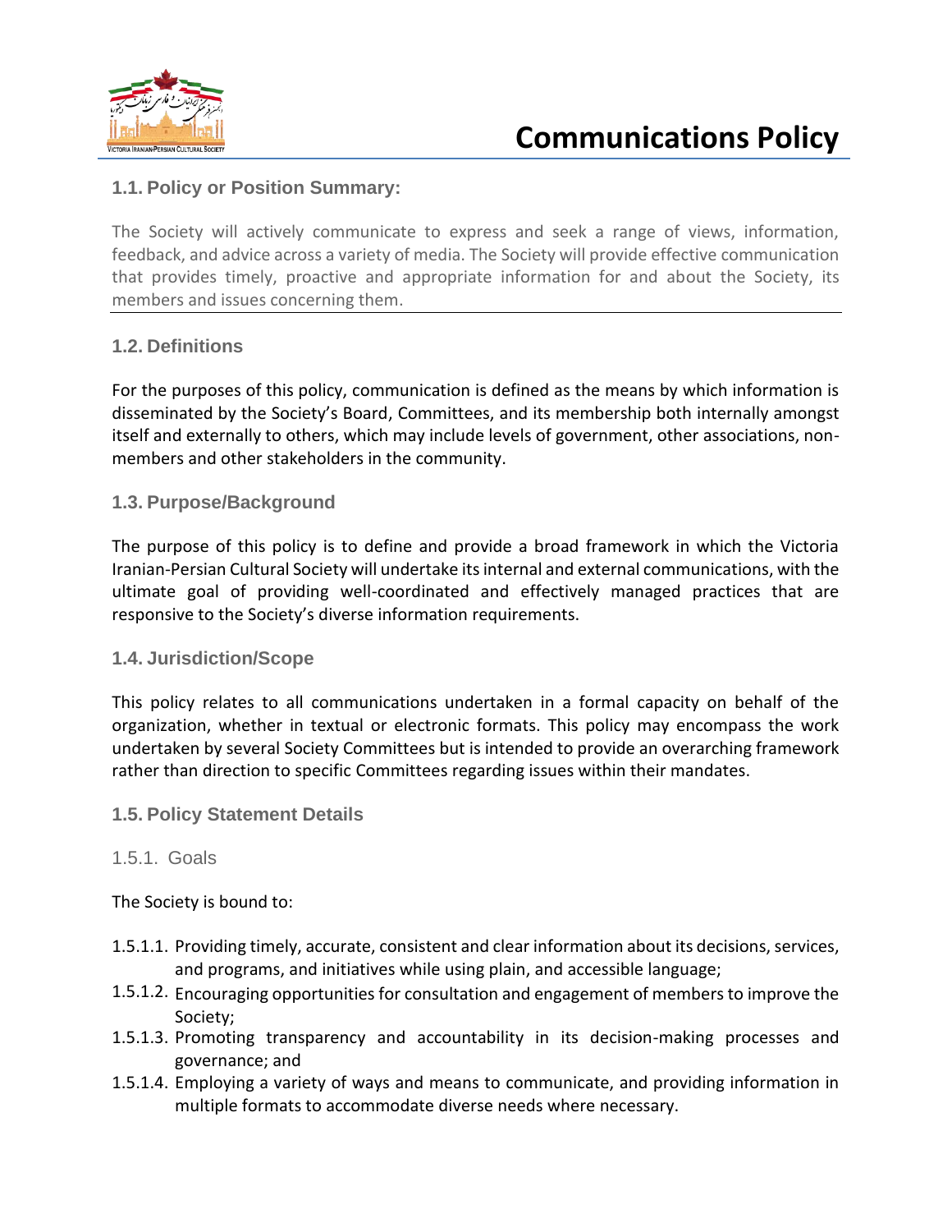# Communications Policy

## 1.1. Policy or Position Summary:

The Society will actively communicate to express and seek a range of views, information, feedback, and advice across a variety of media. The Society will provide effective communication that provides timely, proactive and appropriate information for and about the Society, its members and issues concerning them.

## 1.2. Definitions

For the purposes of this policy, communication is defined as the means by which information is disseminated by the Society's Board, Committees, and its membership both internally amongst itself and externally to others, which may include levels of government, other associations, non-members and other stakeholders in the community.

## 1.3. Purpose/Background

The purpose of this policy is to define and provide a broad framework in which the Victoria Iranian-Persian Cultural Society will undertake its internal and external communications, with the ultimate goal of providing well-coordinated and effectively managed practices that are responsive to the Society's diverse information requirements.

## 1.4. Jurisdiction/Scope

This policy relates to all communications undertaken in a formal capacity on behalf of the organization, whether in textual or electronic formats. This policy may encompass the work undertaken by several Society Committees but is intended to provide an overarching framework rather than direction to specific Committees regarding issues within their mandates.

## 1.5. Policy Statement Details

### 1.5.1. Goals

The Society is bound to:

- 1.5.1.1. Providing timely, accurate, consistent and clear information about its decisions, services, and programs, and initiatives while using plain, and accessible language;
- 1.5.1.2. Encouraging opportunities for consultation and engagement of members to improve the Society;
- 1.5.1.3. Promoting transparency and accountability in its decision-making processes and governance; and
- 1.5.1.4. Employing a variety of ways and means to communicate, and providing information in multiple formats to accommodate diverse needs where necessary.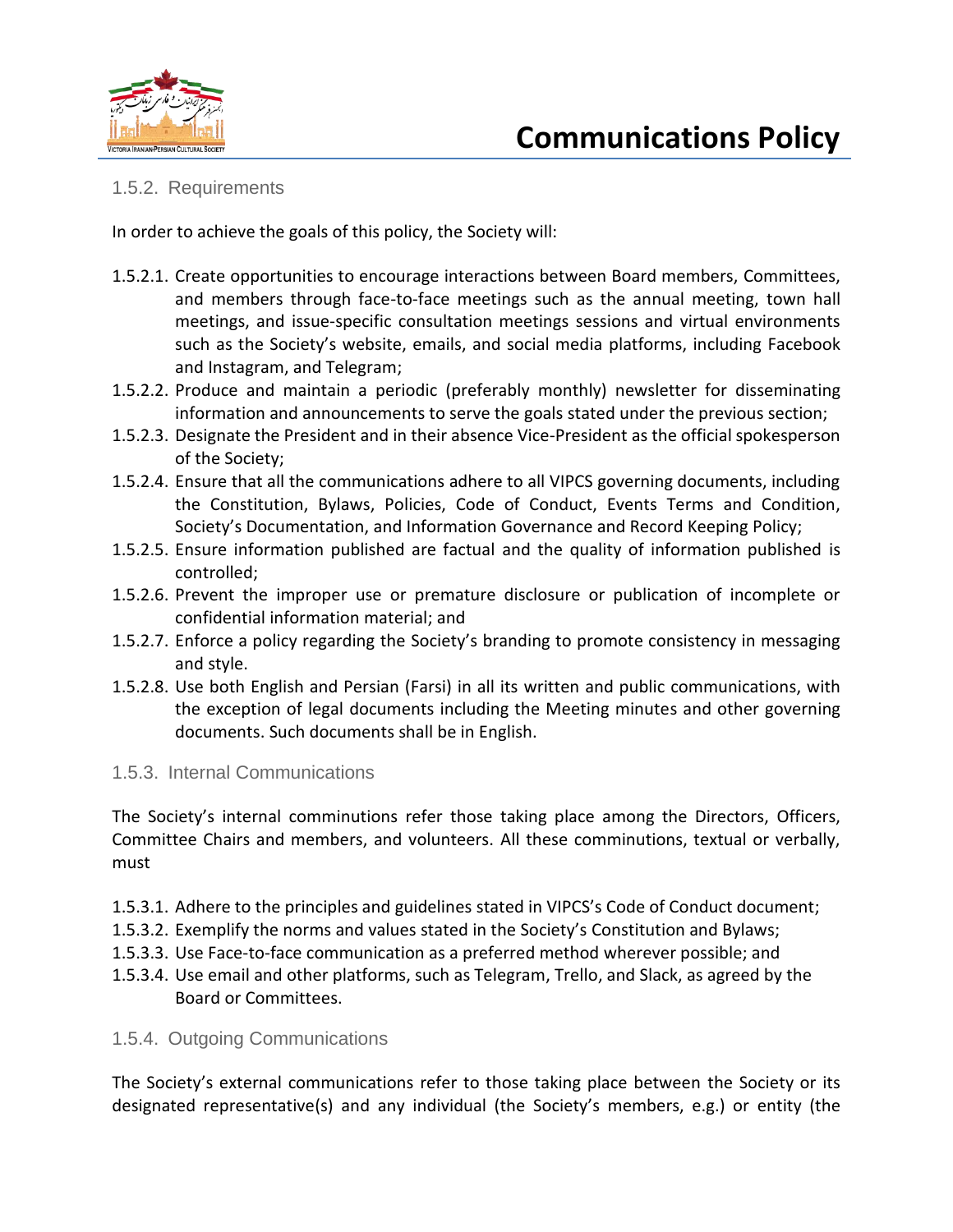### 1.5.2. Requirements

In order to achieve the goals of this policy, the Society will:

1.5.2.1. Create opportunities to encourage interactions between Board members, Committees, and members through face-to-face meetings such as the annual meeting, town hall meetings, and issue-specific consultation meetings sessions and virtual environments such as the Society's website, emails, and social media platforms, including Facebook and Instagram, and Telegram;

1.5.2.2. Produce and maintain a periodic (preferably monthly) newsletter for disseminating information and announcements to serve the goals stated under the previous section;

1.5.2.3. Designate the President and in their absence Vice-President as the official spokesperson of the Society;

1.5.2.4. Ensure that all the communications adhere to all VIPCS governing documents, including the Constitution, Bylaws, Policies, Code of Conduct, Events Terms and Condition, Society's Documentation, and Information Governance and Record Keeping Policy;

1.5.2.5. Ensure information published are factual and the quality of information published is controlled;

1.5.2.6. Prevent the improper use or premature disclosure or publication of incomplete or confidential information material; and

1.5.2.7. Enforce a policy regarding the Society's branding to promote consistency in messaging and style.

1.5.2.8. Use both English and Persian (Farsi) in all its written and public communications, with the exception of legal documents including the Meeting minutes and other governing documents. Such documents shall be in English.

### 1.5.3. Internal Communications

The Society's internal comminutions refer those taking place among the Directors, Officers, Committee Chairs and members, and volunteers. All these comminutions, textual or verbally, must

1.5.3.1. Adhere to the principles and guidelines stated in VIPCS's Code of Conduct document;

1.5.3.2. Exemplify the norms and values stated in the Society's Constitution and Bylaws;

1.5.3.3. Use Face-to-face communication as a preferred method wherever possible; and

1.5.3.4. Use email and other platforms, such as Telegram, Trello, and Slack, as agreed by the Board or Committees.

### 1.5.4. Outgoing Communications

The Society's external communications refer to those taking place between the Society or its designated representative(s) and any individual (the Society's members, e.g.) or entity (the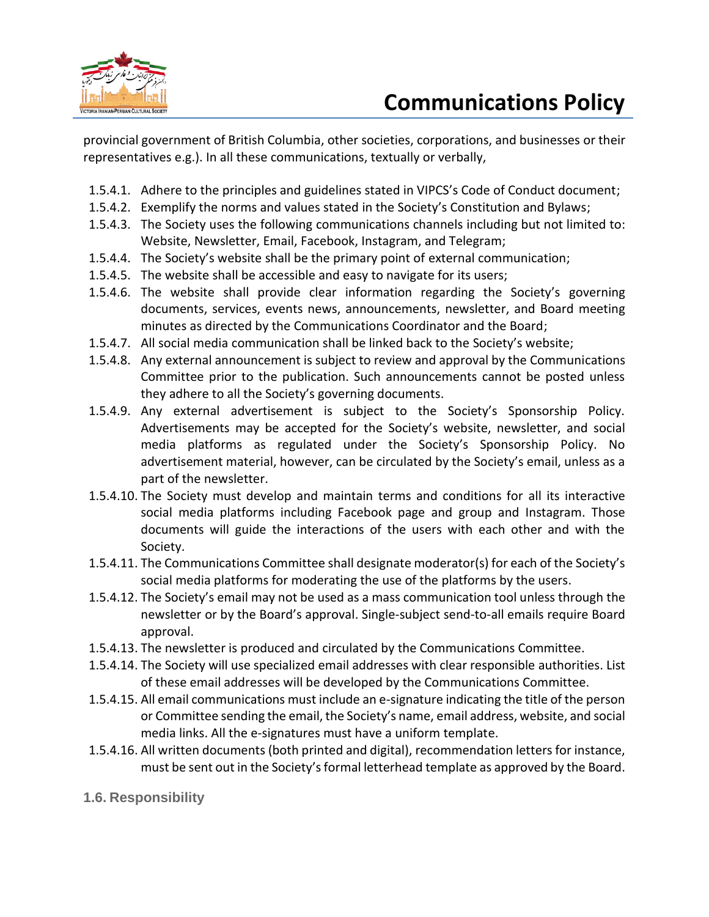provincial government of British Columbia, other societies, corporations, and businesses or their representatives e.g.). In all these communications, textually or verbally,

- 1.5.4.1. Adhere to the principles and guidelines stated in VIPCS's Code of Conduct document;
- 1.5.4.2. Exemplify the norms and values stated in the Society's Constitution and Bylaws;
- 1.5.4.3. The Society uses the following communications channels including but not limited to: Website, Newsletter, Email, Facebook, Instagram, and Telegram;
- 1.5.4.4. The Society's website shall be the primary point of external communication;
- 1.5.4.5. The website shall be accessible and easy to navigate for its users;
- 1.5.4.6. The website shall provide clear information regarding the Society's governing documents, services, events news, announcements, newsletter, and Board meeting minutes as directed by the Communications Coordinator and the Board;
- 1.5.4.7. All social media communication shall be linked back to the Society's website;
- 1.5.4.8. Any external announcement is subject to review and approval by the Communications Committee prior to the publication. Such announcements cannot be posted unless they adhere to all the Society's governing documents.
- 1.5.4.9. Any external advertisement is subject to the Society's Sponsorship Policy. Advertisements may be accepted for the Society's website, newsletter, and social media platforms as regulated under the Society's Sponsorship Policy. No advertisement material, however, can be circulated by the Society's email, unless as a part of the newsletter.
- 1.5.4.10. The Society must develop and maintain terms and conditions for all its interactive social media platforms including Facebook page and group and Instagram. Those documents will guide the interactions of the users with each other and with the Society.
- 1.5.4.11. The Communications Committee shall designate moderator(s) for each of the Society's social media platforms for moderating the use of the platforms by the users.
- 1.5.4.12. The Society's email may not be used as a mass communication tool unless through the newsletter or by the Board's approval. Single-subject send-to-all emails require Board approval.
- 1.5.4.13. The newsletter is produced and circulated by the Communications Committee.
- 1.5.4.14. The Society will use specialized email addresses with clear responsible authorities. List of these email addresses will be developed by the Communications Committee.
- 1.5.4.15. All email communications must include an e-signature indicating the title of the person or Committee sending the email, the Society's name, email address, website, and social media links. All the e-signatures must have a uniform template.
- 1.5.4.16. All written documents (both printed and digital), recommendation letters for instance, must be sent out in the Society's formal letterhead template as approved by the Board.

## 1.6. Responsibility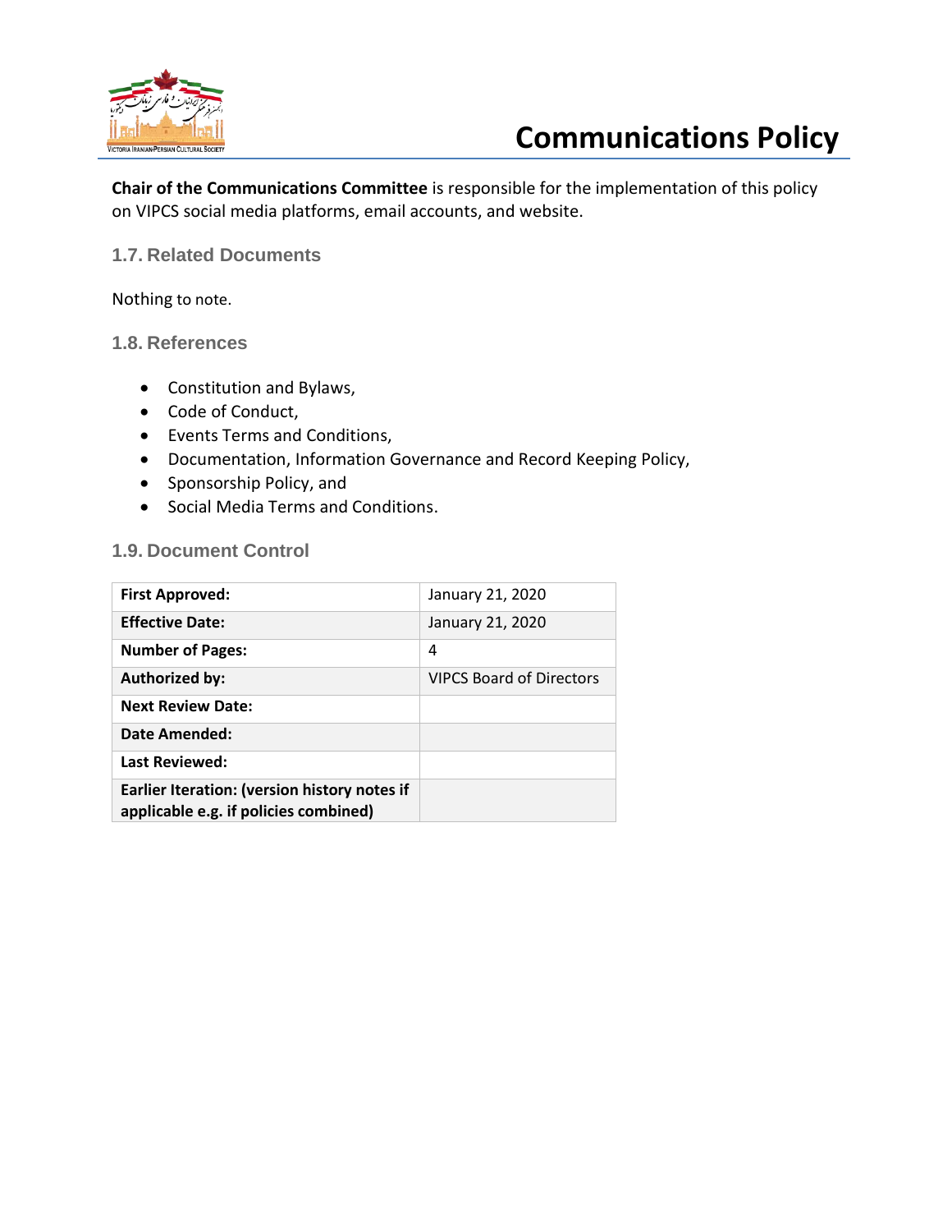**Chair of the Communications Committee** is responsible for the implementation of this policy on VIPCS social media platforms, email accounts, and website.

### 1.7. Related Documents

Nothing to note.

### 1.8. References

- Constitution and Bylaws,
- Code of Conduct,
- Events Terms and Conditions,
- Documentation, Information Governance and Record Keeping Policy,
- Sponsorship Policy, and
- Social Media Terms and Conditions.

### 1.9. Document Control

| | |
|---|---|
| **First Approved:** | January 21, 2020 |
| **Effective Date:** | January 21, 2020 |
| **Number of Pages:** | 4 |
| **Authorized by:** | VIPCS Board of Directors |
| **Next Review Date:** | |
| **Date Amended:** | |
| **Last Reviewed:** | |
| **Earlier Iteration: (version history notes if applicable e.g. if policies combined)** | |